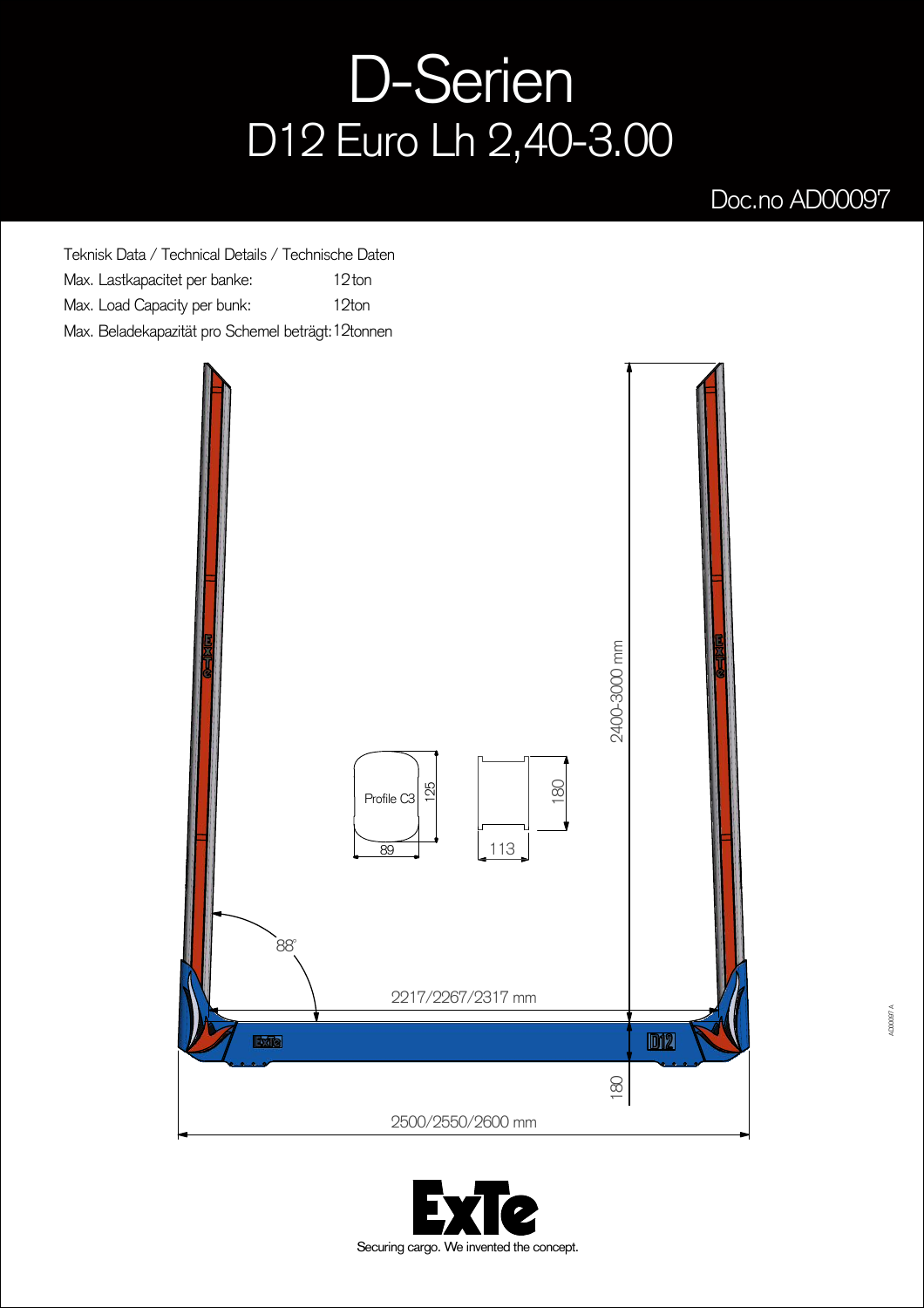# D-Serien

## D12 Euro Lh 2,40-3.00

Doc.no AD00097

Teknisk Data / Technical Details / Technische Daten

Max. Lastkapacitet per banke: 12 ton

Max. Load Capacity per bunk: 12ton

Max. Beladekapazität pro Schemel beträgt: 12tonnen

2400-3000 mm

Profile C3

125

89

180

113

88°

2217/2267/2317 mm

180

2500/2550/2600 mm

ExTe

Securing cargo. We invented the concept.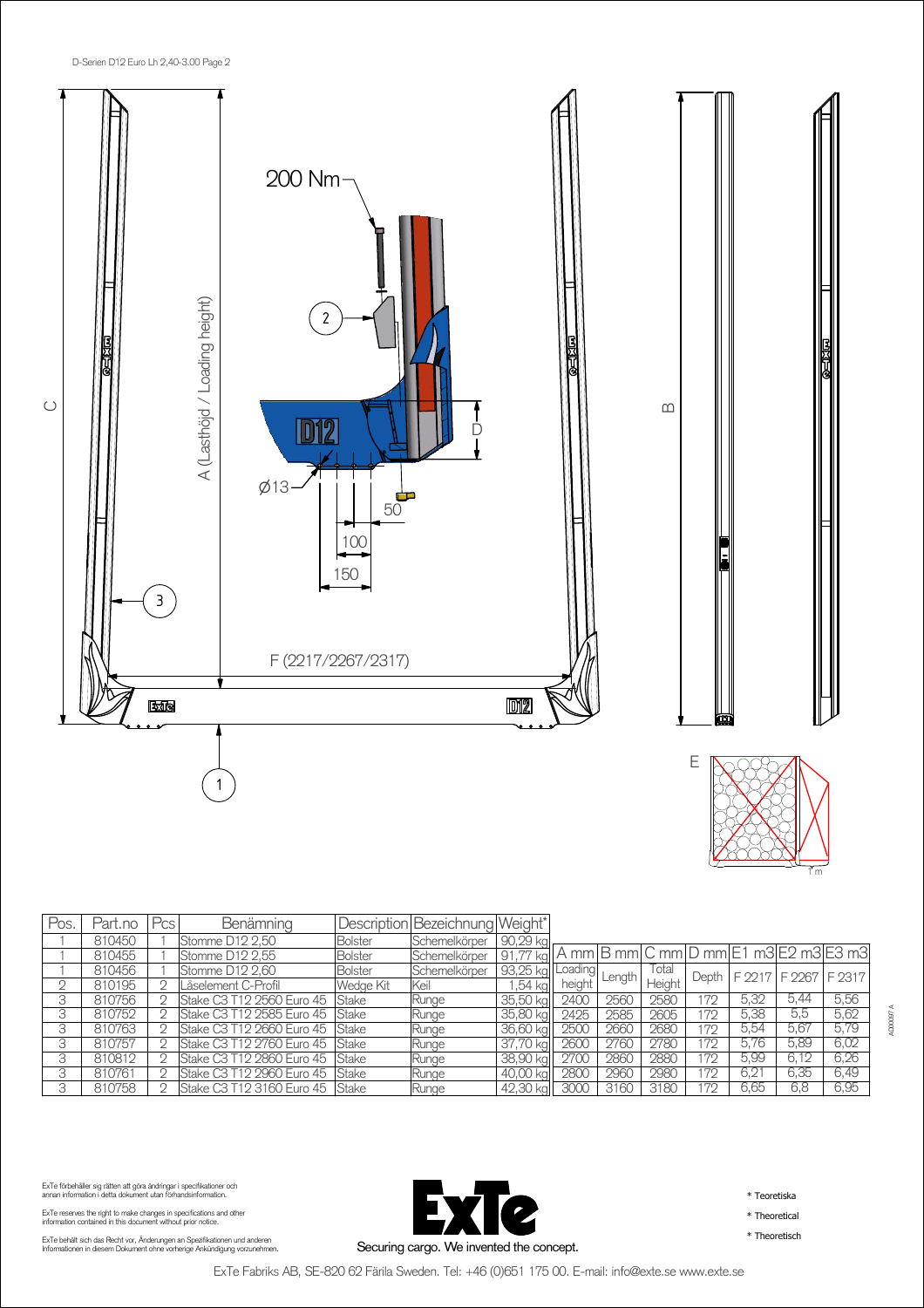D-Serien D12 Euro Lh 2,40-3.00 Page 2

200 Nm

A (Lasthöjd / Loading height)

C

B

D

Ø13

50

100

150

F (2217/2267/2317)

E

1 m

| Pos. | Part.no | Pcs | Benämning | Description | Bezeichnung | Weight* |
|---|---|---|---|---|---|---|
| 1 | 810450 | 1 | Stomme D12 2,50 | Bolster | Schemelkörper | 90,29 kg |
| 1 | 810455 | 1 | Stomme D12 2,55 | Bolster | Schemelkörper | 91,77 kg |
| 1 | 810456 | 1 | Stomme D12 2,60 | Bolster | Schemelkörper | 93,25 kg |
| 2 | 810195 | 2 | Låselement C-Profil | Wedge Kit | Keil | 1,54 kg |
| 3 | 810756 | 2 | Stake C3 T12 2560 Euro 45 | Stake | Runge | 35,50 kg |
| 3 | 810752 | 2 | Stake C3 T12 2585 Euro 45 | Stake | Runge | 35,80 kg |
| 3 | 810763 | 2 | Stake C3 T12 2660 Euro 45 | Stake | Runge | 36,60 kg |
| 3 | 810757 | 2 | Stake C3 T12 2760 Euro 45 | Stake | Runge | 37,70 kg |
| 3 | 810812 | 2 | Stake C3 T12 2860 Euro 45 | Stake | Runge | 38,90 kg |
| 3 | 810761 | 2 | Stake C3 T12 2960 Euro 45 | Stake | Runge | 40,00 kg |
| 3 | 810758 | 2 | Stake C3 T12 3160 Euro 45 | Stake | Runge | 42,30 kg |

| A mm | B mm | C mm | D mm | E1 m3 | E2 m3 | E3 m3 |
|---|---|---|---|---|---|---|
| Loading height | Length | Total Height | Depth | F 2217 | F 2267 | F 2317 |
| 2400 | 2560 | 2580 | 172 | 5,32 | 5,44 | 5,56 |
| 2425 | 2585 | 2605 | 172 | 5,38 | 5,5 | 5,62 |
| 2500 | 2660 | 2680 | 172 | 5,54 | 5,67 | 5,79 |
| 2600 | 2760 | 2780 | 172 | 5,76 | 5,89 | 6,02 |
| 2700 | 2860 | 2880 | 172 | 5,99 | 6,12 | 6,26 |
| 2800 | 2960 | 2980 | 172 | 6,21 | 6,35 | 6,49 |
| 3000 | 3160 | 3180 | 172 | 6,65 | 6,8 | 6,95 |

AD00097 A

ExTe förbehåller sig rätten att göra ändringar i specifikationer och annan information i detta dokument utan förhandsinformation.

ExTe reserves the right to make changes in specifications and other information contained in this document without prior notice.

ExTe behält sich das Recht vor, Änderungen an Spezifikationen und anderen Informationen in diesem Dokument ohne vorherige Ankündigung vorzunehmen.

Securing cargo. We invented the concept.

* Teoretiska
* Theoretical
* Theoretisch

ExTe Fabriks AB, SE-820 62 Färila Sweden. Tel: +46 (0)651 175 00. E-mail: info@exte.se www.exte.se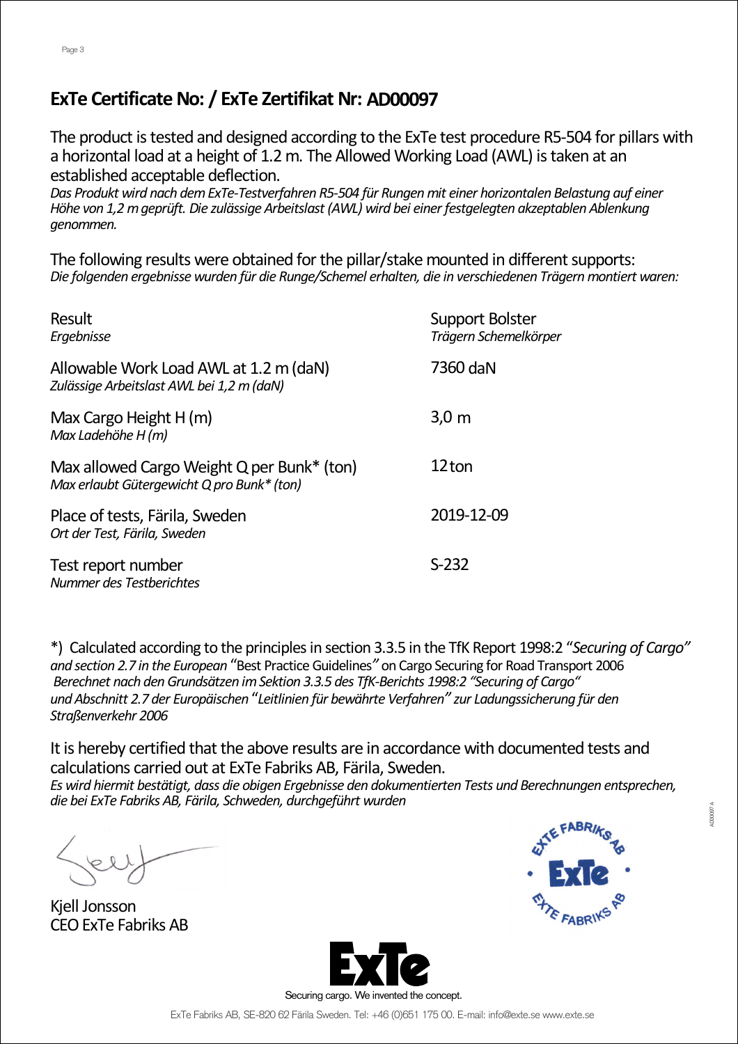## ExTe Certificate No: / ExTe Zertifikat Nr: AD00097

The product is tested and designed according to the ExTe test procedure R5-504 for pillars with a horizontal load at a height of 1.2 m. The Allowed Working Load (AWL) is taken at an established acceptable deflection.
*Das Produkt wird nach dem ExTe-Testverfahren R5-504 für Rungen mit einer horizontalen Belastung auf einer Höhe von 1,2 m geprüft. Die zulässige Arbeitslast (AWL) wird bei einer festgelegten akzeptablen Ablenkung genommen.*

The following results were obtained for the pillar/stake mounted in different supports:
*Die folgenden ergebnisse wurden für die Runge/Schemel erhalten, die in verschiedenen Trägern montiert waren:*

| Result<br>*Ergebnisse* | Support Bolster<br>*Trägern Schemelkörper* |
|---|---|
| Allowable Work Load AWL at 1.2 m (daN)<br>*Zulässige Arbeitslast AWL bei 1,2 m (daN)* | 7360 daN |
| Max Cargo Height H (m)<br>*Max Ladehöhe H (m)* | 3,0 m |
| Max allowed Cargo Weight Q per Bunk* (ton)<br>*Max erlaubt Gütergewicht Q pro Bunk* (ton)* | 12 ton |
| Place of tests, Färila, Sweden<br>*Ort der Test, Färila, Sweden* | 2019-12-09 |
| Test report number<br>*Nummer des Testberichtes* | S-232 |

*) Calculated according to the principles in section 3.3.5 in the TfK Report 1998:2 "*Securing of Cargo" and section 2.7 in the European* "Best Practice Guidelines" on Cargo Securing for Road Transport 2006
*Berechnet nach den Grundsätzen im Sektion 3.3.5 des TfK-Berichts 1998:2 "Securing of Cargo" und Abschnitt 2.7 der Europäischen "Leitlinien für bewährte Verfahren" zur Ladungssicherung für den Straßenverkehr 2006*

It is hereby certified that the above results are in accordance with documented tests and calculations carried out at ExTe Fabriks AB, Färila, Sweden.
*Es wird hiermit bestätigt, dass die obigen Ergebnisse den dokumentierten Tests und Berechnungen entsprechen, die bei ExTe Fabriks AB, Färila, Schweden, durchgeführt wurden*

Kjell Jonsson
CEO ExTe Fabriks AB

EXTE FABRIKS AB

Securing cargo. We invented the concept.

ExTe Fabriks AB, SE-820 62 Färila Sweden. Tel: +46 (0)651 175 00. E-mail: info@exte.se www.exte.se